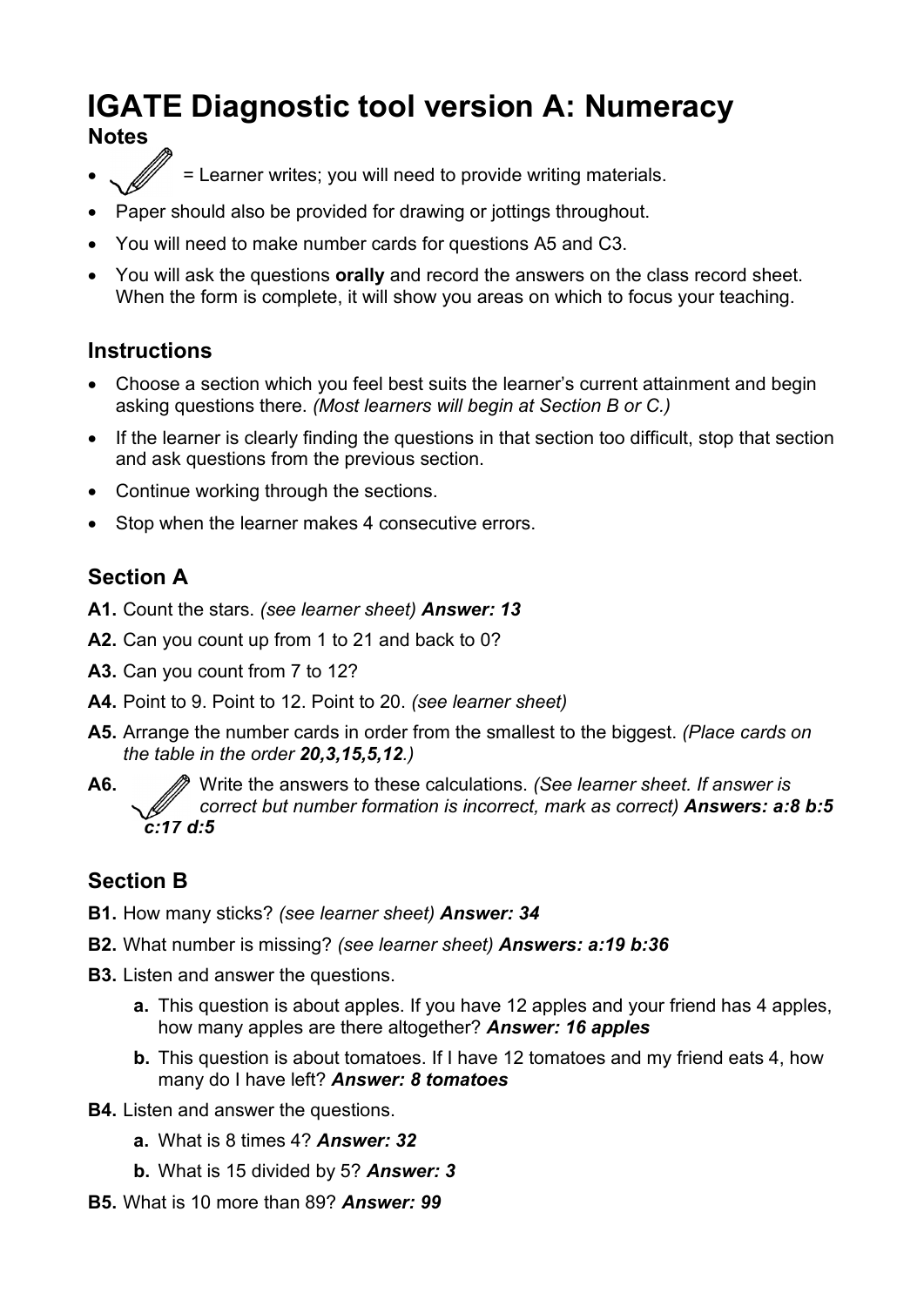# IGATE Diagnostic tool version A: Numeracy

### Notes

- ✏ = Learner writes; you will need to provide writing materials.
- Paper should also be provided for drawing or jottings throughout.
- You will need to make number cards for questions A5 and C3.
- You will ask the questions **orally** and record the answers on the class record sheet. When the form is complete, it will show you areas on which to focus your teaching.

### Instructions

- Choose a section which you feel best suits the learner's current attainment and begin asking questions there. *(Most learners will begin at Section B or C.)*
- If the learner is clearly finding the questions in that section too difficult, stop that section and ask questions from the previous section.
- Continue working through the sections.
- Stop when the learner makes 4 consecutive errors.

## Section A

**A1.** Count the stars. *(see learner sheet)* ***Answer: 13***

**A2.** Can you count up from 1 to 21 and back to 0?

**A3.** Can you count from 7 to 12?

**A4.** Point to 9. Point to 12. Point to 20. *(see learner sheet)*

**A5.** Arrange the number cards in order from the smallest to the biggest. *(Place cards on the table in the order* ***20,3,15,5,12****.)*

**A6.** ✏ Write the answers to these calculations. *(See learner sheet. If answer is correct but number formation is incorrect, mark as correct)* ***Answers: a:8 b:5 c:17 d:5***

## Section B

**B1.** How many sticks? *(see learner sheet)* ***Answer: 34***

**B2.** What number is missing? *(see learner sheet)* ***Answers: a:19 b:36***

**B3.** Listen and answer the questions.

- **a.** This question is about apples. If you have 12 apples and your friend has 4 apples, how many apples are there altogether? ***Answer: 16 apples***
- **b.** This question is about tomatoes. If I have 12 tomatoes and my friend eats 4, how many do I have left? ***Answer: 8 tomatoes***

**B4.** Listen and answer the questions.

- **a.** What is 8 times 4? ***Answer: 32***
- **b.** What is 15 divided by 5? ***Answer: 3***

**B5.** What is 10 more than 89? ***Answer: 99***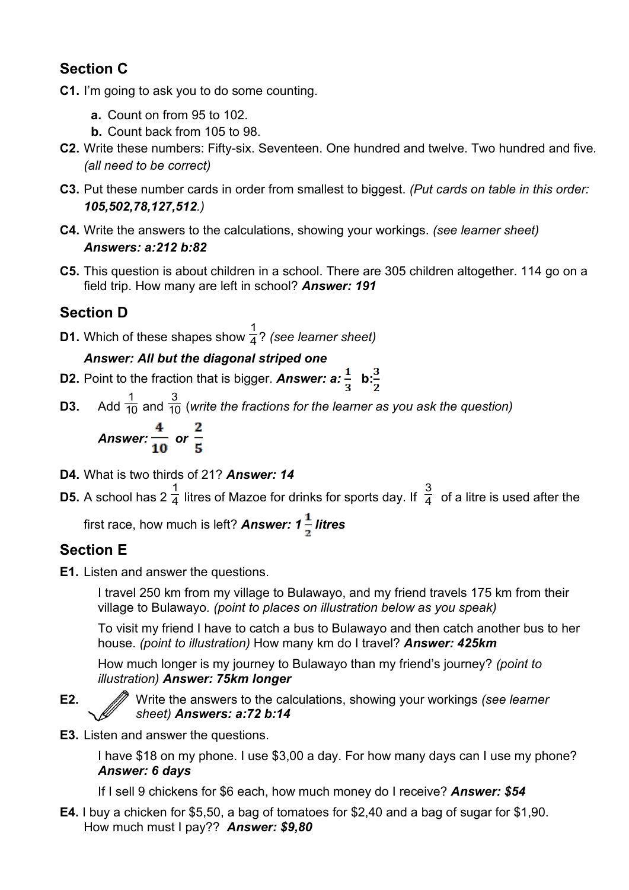## Section C

**C1.** I'm going to ask you to do some counting.

- **a.** Count on from 95 to 102.
- **b.** Count back from 105 to 98.

**C2.** Write these numbers: Fifty-six. Seventeen. One hundred and twelve. Two hundred and five. *(all need to be correct)*

**C3.** Put these number cards in order from smallest to biggest. *(Put cards on table in this order: **105,502,78,127,512**.)*

**C4.** Write the answers to the calculations, showing your workings. *(see learner sheet)* ***Answers: a:212 b:82***

**C5.** This question is about children in a school. There are 305 children altogether. 114 go on a field trip. How many are left in school? ***Answer: 191***

## Section D

**D1.** Which of these shapes show $\frac{1}{4}$? *(see learner sheet)*

***Answer: All but the diagonal striped one***

**D2.** Point to the fraction that is bigger. ***Answer: a:*** $\mathbf{\frac{1}{3}}$ **b:**$\mathbf{\frac{3}{2}}$

**D3.** Add $\frac{1}{10}$ and $\frac{3}{10}$ *(write the fractions for the learner as you ask the question)*

***Answer:*** $\mathbf{\frac{4}{10}}$ ***or*** $\mathbf{\frac{2}{5}}$

**D4.** What is two thirds of 21? ***Answer: 14***

**D5.** A school has $2\frac{1}{4}$ litres of Mazoe for drinks for sports day. If $\frac{3}{4}$ of a litre is used after the first race, how much is left? ***Answer:*** $\mathbf{1\frac{1}{2}}$ ***litres***

## Section E

**E1.** Listen and answer the questions.

I travel 250 km from my village to Bulawayo, and my friend travels 175 km from their village to Bulawayo. *(point to places on illustration below as you speak)*

To visit my friend I have to catch a bus to Bulawayo and then catch another bus to her house. *(point to illustration)* How many km do I travel? ***Answer: 425km***

How much longer is my journey to Bulawayo than my friend's journey? *(point to illustration)* ***Answer: 75km longer***

**E2.** Write the answers to the calculations, showing your workings *(see learner sheet)* ***Answers: a:72 b:14***

**E3.** Listen and answer the questions.

I have $18 on my phone. I use $3,00 a day. For how many days can I use my phone? ***Answer: 6 days***

If I sell 9 chickens for $6 each, how much money do I receive? ***Answer: $54***

**E4.** I buy a chicken for $5,50, a bag of tomatoes for $2,40 and a bag of sugar for $1,90. How much must I pay?? ***Answer: $9,80***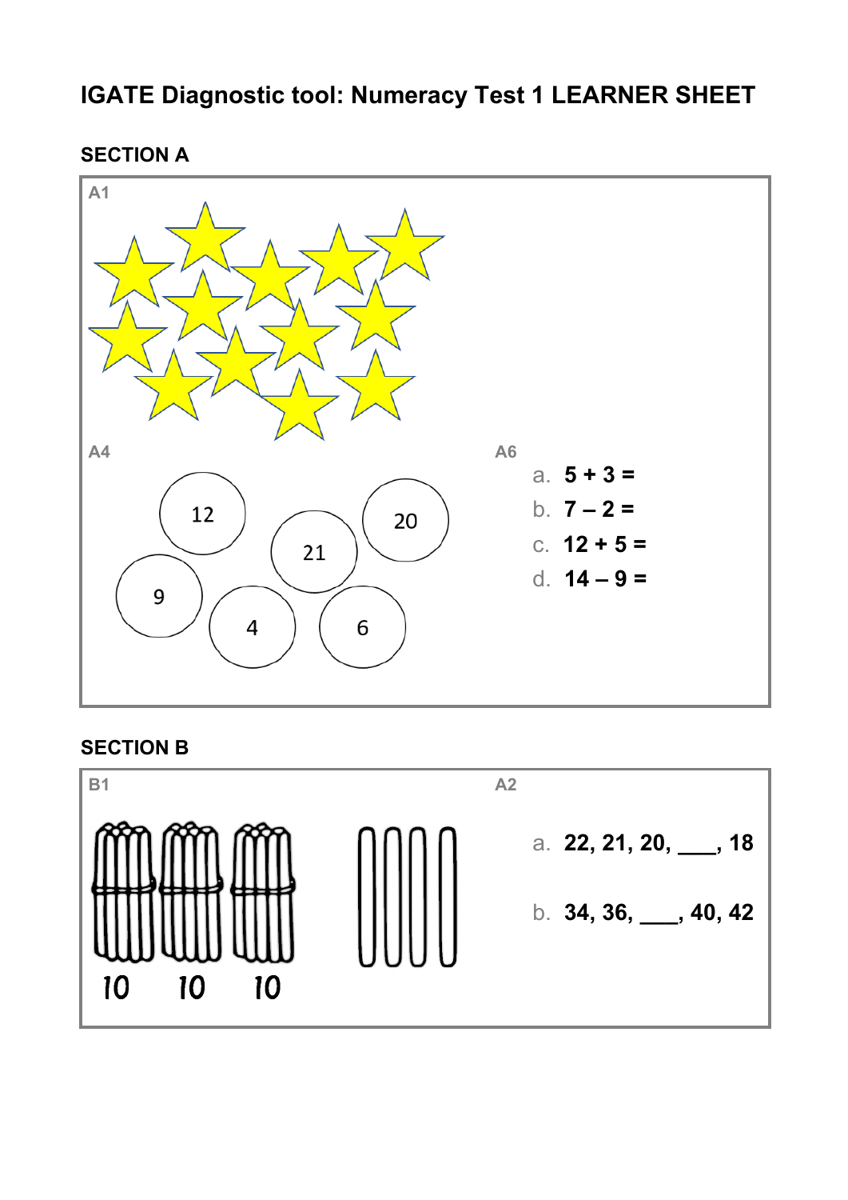# IGATE Diagnostic tool: Numeracy Test 1 LEARNER SHEET

## SECTION A

**A1**

**A4**

12 20 21 9 4 6

**A6**

a. **5 + 3 =**

b. **7 – 2 =**

c. **12 + 5 =**

d. **14 – 9 =**

## SECTION B

**B1**

10 10 10

**A2**

a. **22, 21, 20, ___, 18**

b. **34, 36, ___, 40, 42**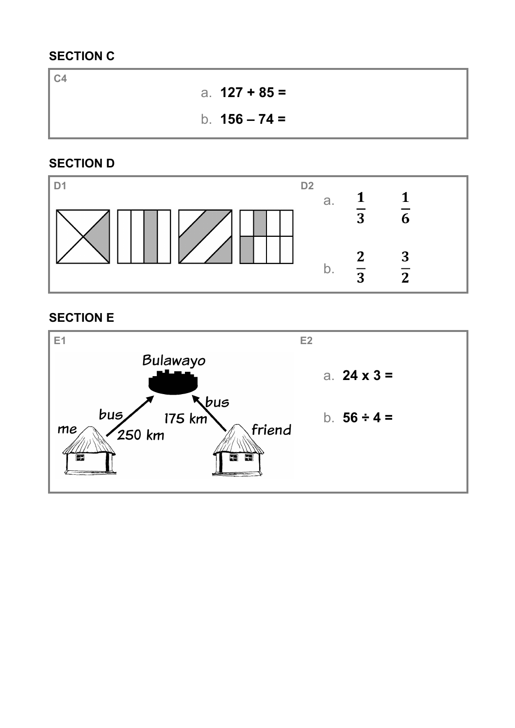## SECTION C

**C4**

a. **127 + 85 =**

b. **156 – 74 =**

## SECTION D

**D1**

**D2**

a. $\frac{1}{3}$ $\frac{1}{6}$

b. $\frac{2}{3}$ $\frac{3}{2}$

## SECTION E

**E1**

Bulawayo

bus

bus

me

250 km

175 km

friend

**E2**

a. **24 x 3 =**

b. **56 ÷ 4 =**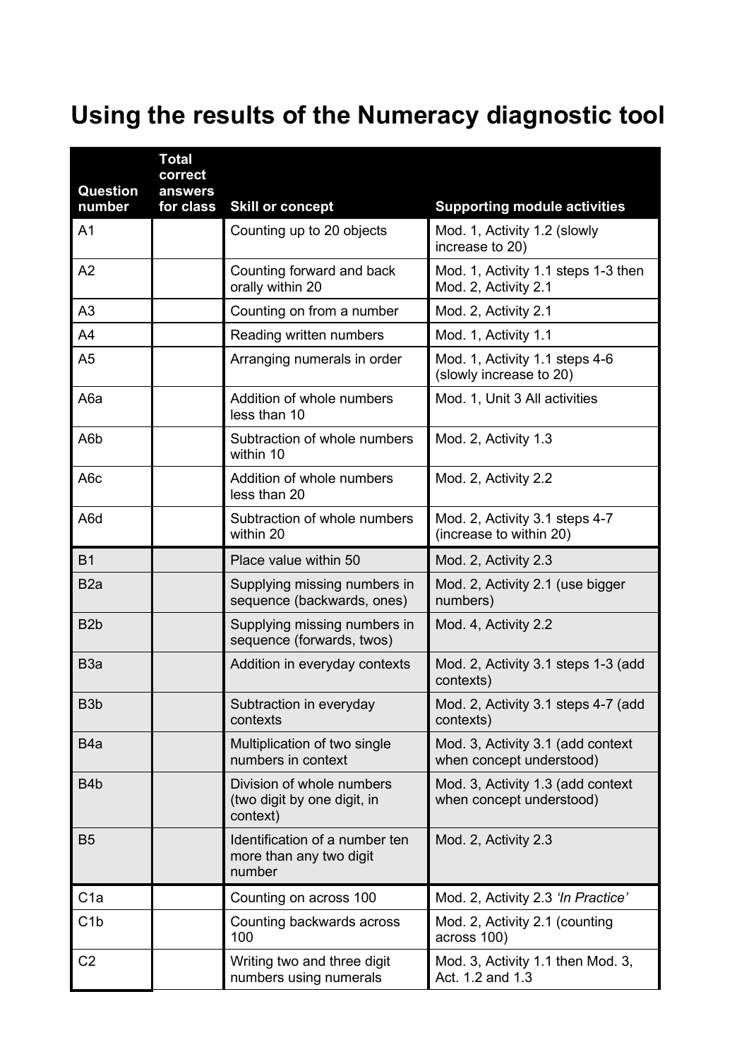# Using the results of the Numeracy diagnostic tool

| Question number | Total correct answers for class | Skill or concept | Supporting module activities |
|---|---|---|---|
| A1 | | Counting up to 20 objects | Mod. 1, Activity 1.2 (slowly increase to 20) |
| A2 | | Counting forward and back orally within 20 | Mod. 1, Activity 1.1 steps 1-3 then Mod. 2, Activity 2.1 |
| A3 | | Counting on from a number | Mod. 2, Activity 2.1 |
| A4 | | Reading written numbers | Mod. 1, Activity 1.1 |
| A5 | | Arranging numerals in order | Mod. 1, Activity 1.1 steps 4-6 (slowly increase to 20) |
| A6a | | Addition of whole numbers less than 10 | Mod. 1, Unit 3 All activities |
| A6b | | Subtraction of whole numbers within 10 | Mod. 2, Activity 1.3 |
| A6c | | Addition of whole numbers less than 20 | Mod. 2, Activity 2.2 |
| A6d | | Subtraction of whole numbers within 20 | Mod. 2, Activity 3.1 steps 4-7 (increase to within 20) |
| B1 | | Place value within 50 | Mod. 2, Activity 2.3 |
| B2a | | Supplying missing numbers in sequence (backwards, ones) | Mod. 2, Activity 2.1 (use bigger numbers) |
| B2b | | Supplying missing numbers in sequence (forwards, twos) | Mod. 4, Activity 2.2 |
| B3a | | Addition in everyday contexts | Mod. 2, Activity 3.1 steps 1-3 (add contexts) |
| B3b | | Subtraction in everyday contexts | Mod. 2, Activity 3.1 steps 4-7 (add contexts) |
| B4a | | Multiplication of two single numbers in context | Mod. 3, Activity 3.1 (add context when concept understood) |
| B4b | | Division of whole numbers (two digit by one digit, in context) | Mod. 3, Activity 1.3 (add context when concept understood) |
| B5 | | Identification of a number ten more than any two digit number | Mod. 2, Activity 2.3 |
| C1a | | Counting on across 100 | Mod. 2, Activity 2.3 *'In Practice'* |
| C1b | | Counting backwards across 100 | Mod. 2, Activity 2.1 (counting across 100) |
| C2 | | Writing two and three digit numbers using numerals | Mod. 3, Activity 1.1 then Mod. 3, Act. 1.2 and 1.3 |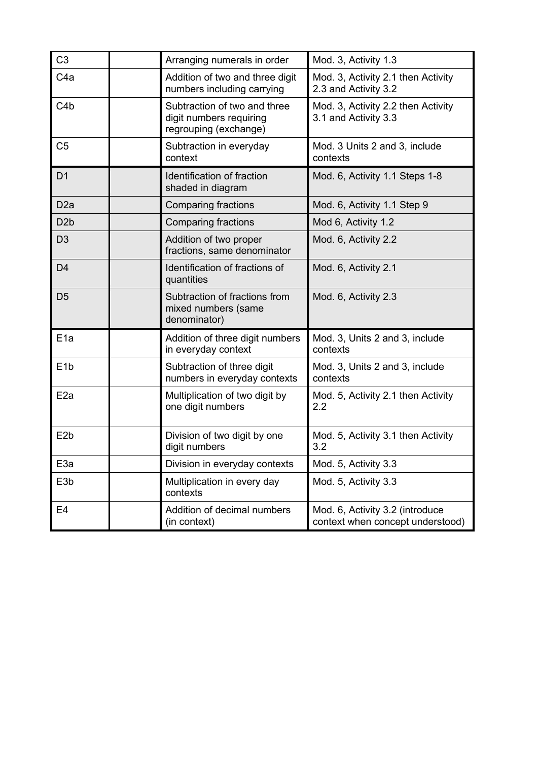| | | | |
|---|---|---|---|
| C3 | | Arranging numerals in order | Mod. 3, Activity 1.3 |
| C4a | | Addition of two and three digit numbers including carrying | Mod. 3, Activity 2.1 then Activity 2.3 and Activity 3.2 |
| C4b | | Subtraction of two and three digit numbers requiring regrouping (exchange) | Mod. 3, Activity 2.2 then Activity 3.1 and Activity 3.3 |
| C5 | | Subtraction in everyday context | Mod. 3 Units 2 and 3, include contexts |
| D1 | | Identification of fraction shaded in diagram | Mod. 6, Activity 1.1 Steps 1-8 |
| D2a | | Comparing fractions | Mod. 6, Activity 1.1 Step 9 |
| D2b | | Comparing fractions | Mod 6, Activity 1.2 |
| D3 | | Addition of two proper fractions, same denominator | Mod. 6, Activity 2.2 |
| D4 | | Identification of fractions of quantities | Mod. 6, Activity 2.1 |
| D5 | | Subtraction of fractions from mixed numbers (same denominator) | Mod. 6, Activity 2.3 |
| E1a | | Addition of three digit numbers in everyday context | Mod. 3, Units 2 and 3, include contexts |
| E1b | | Subtraction of three digit numbers in everyday contexts | Mod. 3, Units 2 and 3, include contexts |
| E2a | | Multiplication of two digit by one digit numbers | Mod. 5, Activity 2.1 then Activity 2.2 |
| E2b | | Division of two digit by one digit numbers | Mod. 5, Activity 3.1 then Activity 3.2 |
| E3a | | Division in everyday contexts | Mod. 5, Activity 3.3 |
| E3b | | Multiplication in every day contexts | Mod. 5, Activity 3.3 |
| E4 | | Addition of decimal numbers (in context) | Mod. 6, Activity 3.2 (introduce context when concept understood) |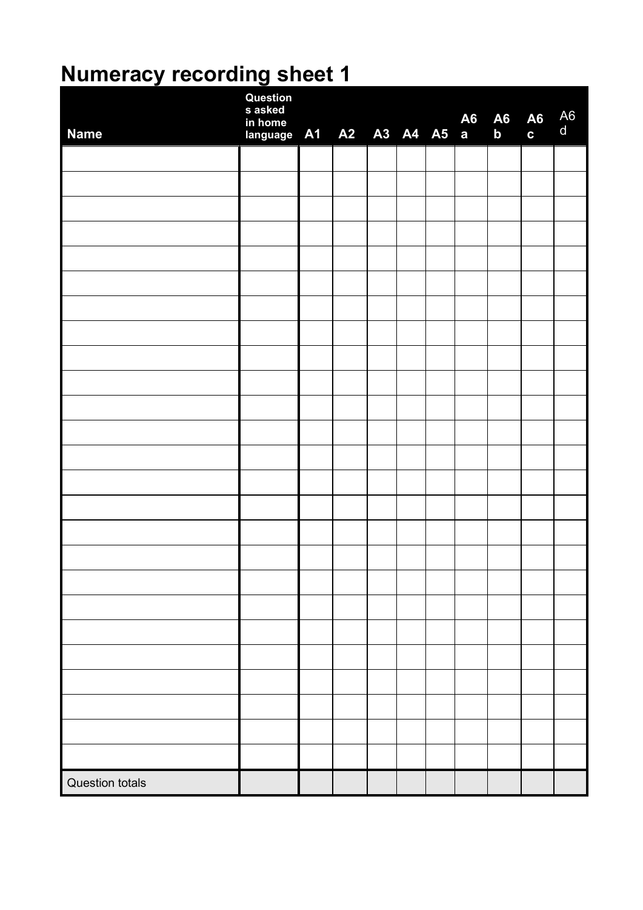# Numeracy recording sheet 1

| Name | Questions asked in home language | A1 | A2 | A3 | A4 | A5 | A6 a | A6 b | A6 c | A6 d |
|---|---|---|---|---|---|---|---|---|---|---|
| | | | | | | | | | | |
| | | | | | | | | | | |
| | | | | | | | | | | |
| | | | | | | | | | | |
| | | | | | | | | | | |
| | | | | | | | | | | |
| | | | | | | | | | | |
| | | | | | | | | | | |
| | | | | | | | | | | |
| | | | | | | | | | | |
| | | | | | | | | | | |
| | | | | | | | | | | |
| | | | | | | | | | | |
| | | | | | | | | | | |
| | | | | | | | | | | |
| | | | | | | | | | | |
| | | | | | | | | | | |
| | | | | | | | | | | |
| | | | | | | | | | | |
| | | | | | | | | | | |
| | | | | | | | | | | |
| | | | | | | | | | | |
| | | | | | | | | | | |
| | | | | | | | | | | |
| | | | | | | | | | | |
| Question totals | | | | | | | | | | |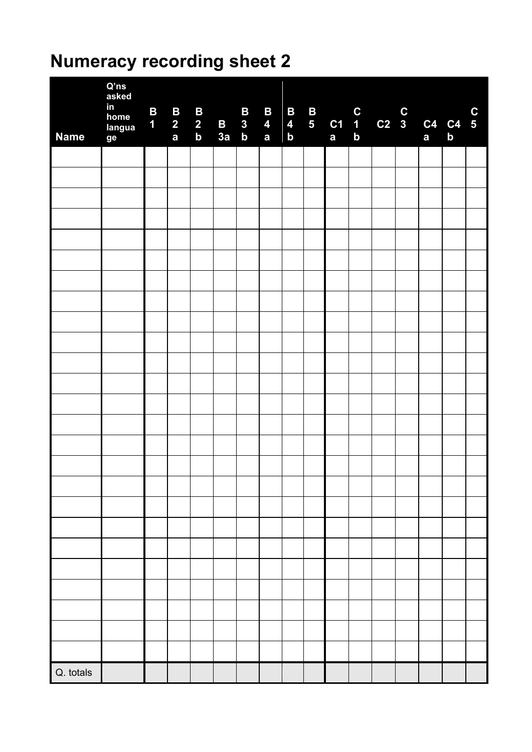# Numeracy recording sheet 2

| Name | Q'ns asked in home language | B1 | B2a | B2b | B3a | B3b | B4a | B4b | B5 | C1a | C1b | C2 | C3 | C4a | C4b | C5 |
|---|---|---|---|---|---|---|---|---|---|---|---|---|---|---|---|---|
| | | | | | | | | | | | | | | | | |
| | | | | | | | | | | | | | | | | |
| | | | | | | | | | | | | | | | | |
| | | | | | | | | | | | | | | | | |
| | | | | | | | | | | | | | | | | |
| | | | | | | | | | | | | | | | | |
| | | | | | | | | | | | | | | | | |
| | | | | | | | | | | | | | | | | |
| | | | | | | | | | | | | | | | | |
| | | | | | | | | | | | | | | | | |
| | | | | | | | | | | | | | | | | |
| | | | | | | | | | | | | | | | | |
| | | | | | | | | | | | | | | | | |
| | | | | | | | | | | | | | | | | |
| | | | | | | | | | | | | | | | | |
| | | | | | | | | | | | | | | | | |
| | | | | | | | | | | | | | | | | |
| | | | | | | | | | | | | | | | | |
| | | | | | | | | | | | | | | | | |
| | | | | | | | | | | | | | | | | |
| | | | | | | | | | | | | | | | | |
| | | | | | | | | | | | | | | | | |
| | | | | | | | | | | | | | | | | |
| | | | | | | | | | | | | | | | | |
| | | | | | | | | | | | | | | | | |
| Q. totals | | | | | | | | | | | | | | | | |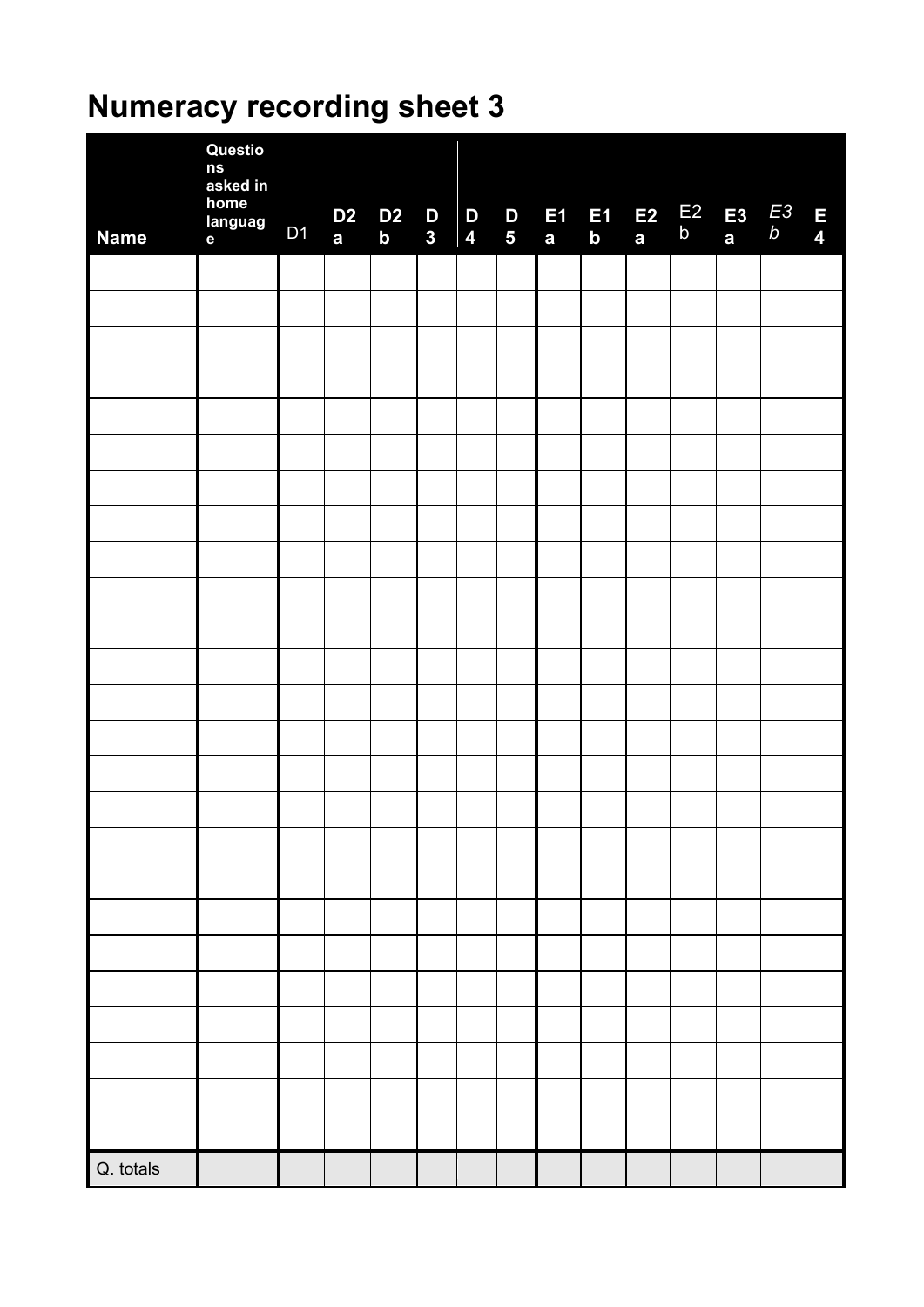# Numeracy recording sheet 3

| **Name** | **Questions asked in home language** | D1 | **D2a** | **D2b** | **D3** | **D4** | **D5** | **E1a** | **E1b** | **E2a** | E2b | **E3a** | *E3b* | **E4** |
|---|---|---|---|---|---|---|---|---|---|---|---|---|---|---|
| | | | | | | | | | | | | | | |
| | | | | | | | | | | | | | | |
| | | | | | | | | | | | | | | |
| | | | | | | | | | | | | | | |
| | | | | | | | | | | | | | | |
| | | | | | | | | | | | | | | |
| | | | | | | | | | | | | | | |
| | | | | | | | | | | | | | | |
| | | | | | | | | | | | | | | |
| | | | | | | | | | | | | | | |
| | | | | | | | | | | | | | | |
| | | | | | | | | | | | | | | |
| | | | | | | | | | | | | | | |
| | | | | | | | | | | | | | | |
| | | | | | | | | | | | | | | |
| | | | | | | | | | | | | | | |
| | | | | | | | | | | | | | | |
| | | | | | | | | | | | | | | |
| | | | | | | | | | | | | | | |
| | | | | | | | | | | | | | | |
| | | | | | | | | | | | | | | |
| | | | | | | | | | | | | | | |
| | | | | | | | | | | | | | | |
| | | | | | | | | | | | | | | |
| | | | | | | | | | | | | | | |
| Q. totals | | | | | | | | | | | | | | |